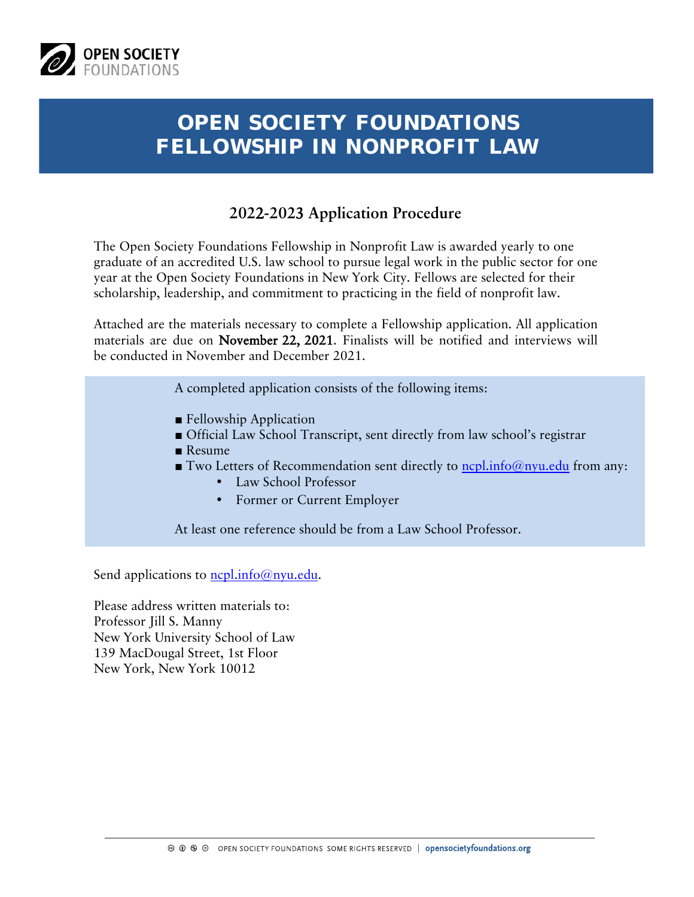OPEN SOCIETY FOUNDATIONS

# OPEN SOCIETY FOUNDATIONS FELLOWSHIP IN NONPROFIT LAW

## 2022-2023 Application Procedure

The Open Society Foundations Fellowship in Nonprofit Law is awarded yearly to one graduate of an accredited U.S. law school to pursue legal work in the public sector for one year at the Open Society Foundations in New York City. Fellows are selected for their scholarship, leadership, and commitment to practicing in the field of nonprofit law.

Attached are the materials necessary to complete a Fellowship application. All application materials are due on **November 22, 2021**. Finalists will be notified and interviews will be conducted in November and December 2021.

A completed application consists of the following items:

- Fellowship Application
- Official Law School Transcript, sent directly from law school's registrar
- Resume
- Two Letters of Recommendation sent directly to ncpl.info@nyu.edu from any:
    - Law School Professor
    - Former or Current Employer

At least one reference should be from a Law School Professor.

Send applications to ncpl.info@nyu.edu.

Please address written materials to:
Professor Jill S. Manny
New York University School of Law
139 MacDougal Street, 1st Floor
New York, New York 10012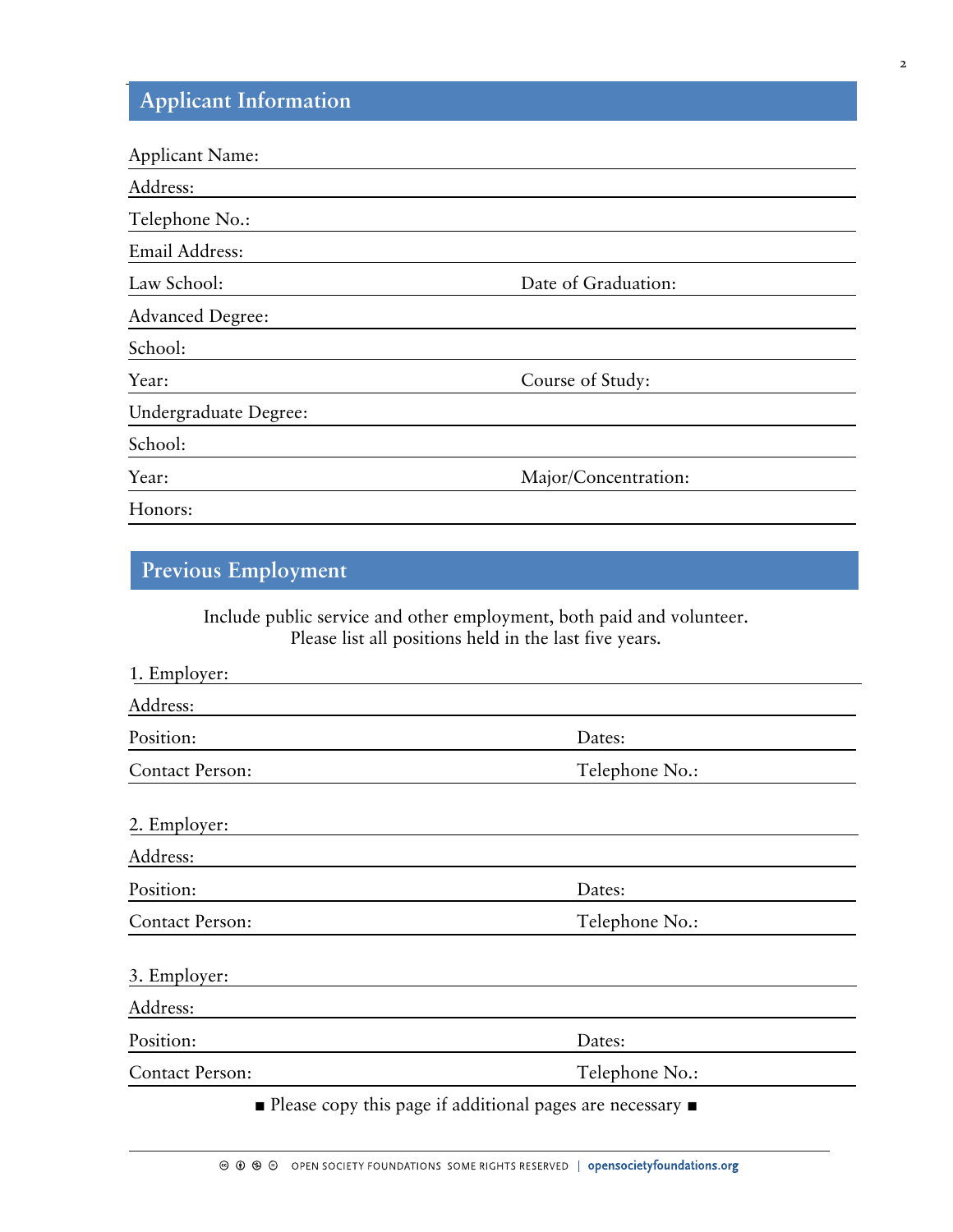## Applicant Information

Applicant Name:

Address:

Telephone No.:

Email Address:

Law School: Date of Graduation:

Advanced Degree:

School:

Year: Course of Study:

Undergraduate Degree:

School:

Year: Major/Concentration:

Honors:

## Previous Employment

Include public service and other employment, both paid and volunteer.
Please list all positions held in the last five years.

1. Employer:

Address:

Position: Dates:

Contact Person: Telephone No.:

2. Employer:

Address:

Position: Dates:

Contact Person: Telephone No.:

3. Employer:

Address:

Position: Dates:

Contact Person: Telephone No.:

■ Please copy this page if additional pages are necessary ■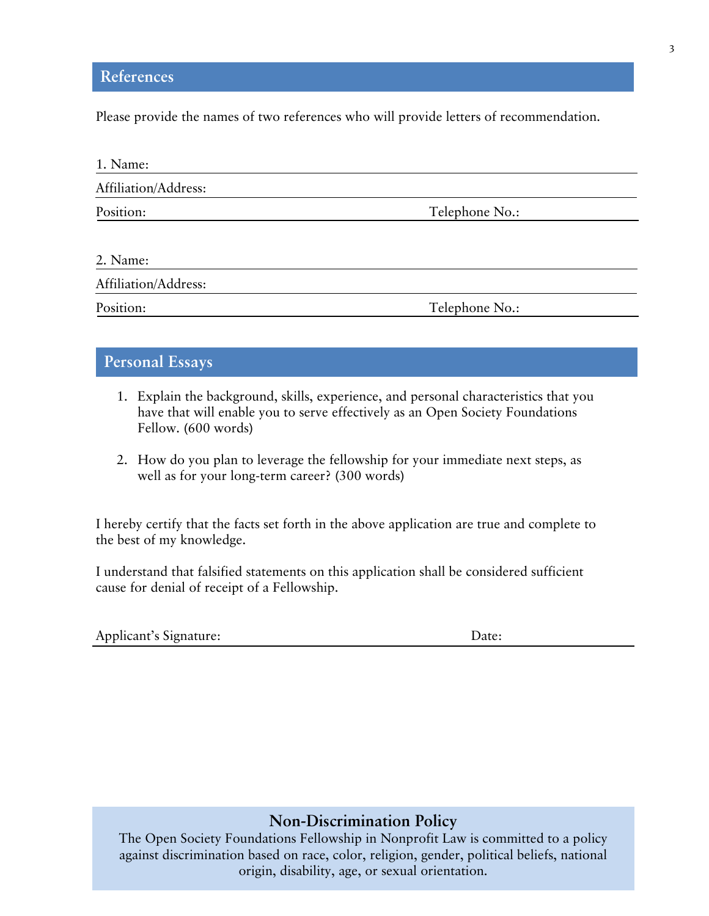## References

Please provide the names of two references who will provide letters of recommendation.

1. Name:

Affiliation/Address:

Position: Telephone No.:

2. Name:

Affiliation/Address:

Position: Telephone No.:

## Personal Essays

1. Explain the background, skills, experience, and personal characteristics that you have that will enable you to serve effectively as an Open Society Foundations Fellow. (600 words)

2. How do you plan to leverage the fellowship for your immediate next steps, as well as for your long-term career? (300 words)

I hereby certify that the facts set forth in the above application are true and complete to the best of my knowledge.

I understand that falsified statements on this application shall be considered sufficient cause for denial of receipt of a Fellowship.

Applicant's Signature: Date:

### Non-Discrimination Policy

The Open Society Foundations Fellowship in Nonprofit Law is committed to a policy against discrimination based on race, color, religion, gender, political beliefs, national origin, disability, age, or sexual orientation.